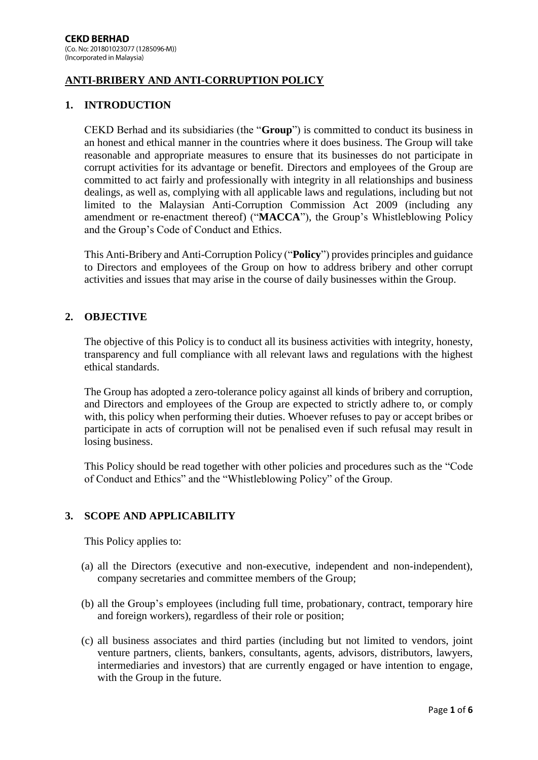**CEKD BERHAD**
(Co. No: 201801023077 (1285096-M))
(Incorporated in Malaysia)

# ANTI-BRIBERY AND ANTI-CORRUPTION POLICY

## 1. INTRODUCTION

CEKD Berhad and its subsidiaries (the "**Group**") is committed to conduct its business in an honest and ethical manner in the countries where it does business. The Group will take reasonable and appropriate measures to ensure that its businesses do not participate in corrupt activities for its advantage or benefit. Directors and employees of the Group are committed to act fairly and professionally with integrity in all relationships and business dealings, as well as, complying with all applicable laws and regulations, including but not limited to the Malaysian Anti-Corruption Commission Act 2009 (including any amendment or re-enactment thereof) ("**MACCA**"), the Group's Whistleblowing Policy and the Group's Code of Conduct and Ethics.

This Anti-Bribery and Anti-Corruption Policy ("**Policy**") provides principles and guidance to Directors and employees of the Group on how to address bribery and other corrupt activities and issues that may arise in the course of daily businesses within the Group.

## 2. OBJECTIVE

The objective of this Policy is to conduct all its business activities with integrity, honesty, transparency and full compliance with all relevant laws and regulations with the highest ethical standards.

The Group has adopted a zero-tolerance policy against all kinds of bribery and corruption, and Directors and employees of the Group are expected to strictly adhere to, or comply with, this policy when performing their duties. Whoever refuses to pay or accept bribes or participate in acts of corruption will not be penalised even if such refusal may result in losing business.

This Policy should be read together with other policies and procedures such as the "Code of Conduct and Ethics" and the "Whistleblowing Policy" of the Group.

## 3. SCOPE AND APPLICABILITY

This Policy applies to:

(a) all the Directors (executive and non-executive, independent and non-independent), company secretaries and committee members of the Group;

(b) all the Group's employees (including full time, probationary, contract, temporary hire and foreign workers), regardless of their role or position;

(c) all business associates and third parties (including but not limited to vendors, joint venture partners, clients, bankers, consultants, agents, advisors, distributors, lawyers, intermediaries and investors) that are currently engaged or have intention to engage, with the Group in the future.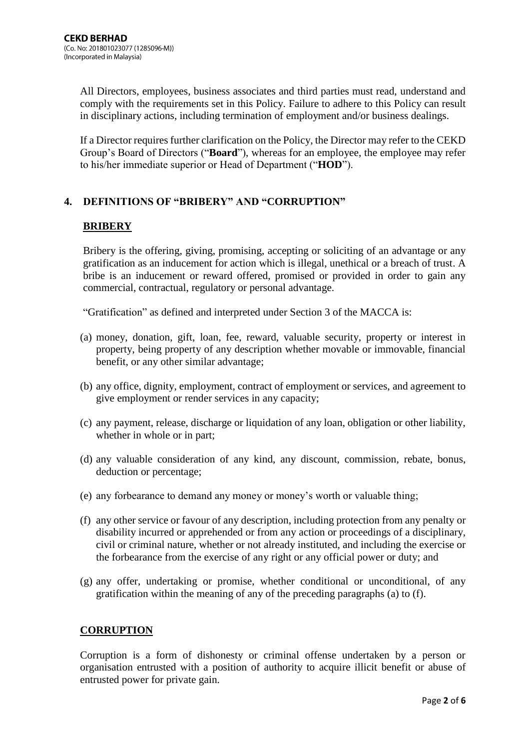All Directors, employees, business associates and third parties must read, understand and comply with the requirements set in this Policy. Failure to adhere to this Policy can result in disciplinary actions, including termination of employment and/or business dealings.

If a Director requires further clarification on the Policy, the Director may refer to the CEKD Group's Board of Directors ("**Board**"), whereas for an employee, the employee may refer to his/her immediate superior or Head of Department ("**HOD**").

## 4. DEFINITIONS OF "BRIBERY" AND "CORRUPTION"

### BRIBERY

Bribery is the offering, giving, promising, accepting or soliciting of an advantage or any gratification as an inducement for action which is illegal, unethical or a breach of trust. A bribe is an inducement or reward offered, promised or provided in order to gain any commercial, contractual, regulatory or personal advantage.

"Gratification" as defined and interpreted under Section 3 of the MACCA is:

(a) money, donation, gift, loan, fee, reward, valuable security, property or interest in property, being property of any description whether movable or immovable, financial benefit, or any other similar advantage;

(b) any office, dignity, employment, contract of employment or services, and agreement to give employment or render services in any capacity;

(c) any payment, release, discharge or liquidation of any loan, obligation or other liability, whether in whole or in part;

(d) any valuable consideration of any kind, any discount, commission, rebate, bonus, deduction or percentage;

(e) any forbearance to demand any money or money's worth or valuable thing;

(f) any other service or favour of any description, including protection from any penalty or disability incurred or apprehended or from any action or proceedings of a disciplinary, civil or criminal nature, whether or not already instituted, and including the exercise or the forbearance from the exercise of any right or any official power or duty; and

(g) any offer, undertaking or promise, whether conditional or unconditional, of any gratification within the meaning of any of the preceding paragraphs (a) to (f).

### CORRUPTION

Corruption is a form of dishonesty or criminal offense undertaken by a person or organisation entrusted with a position of authority to acquire illicit benefit or abuse of entrusted power for private gain.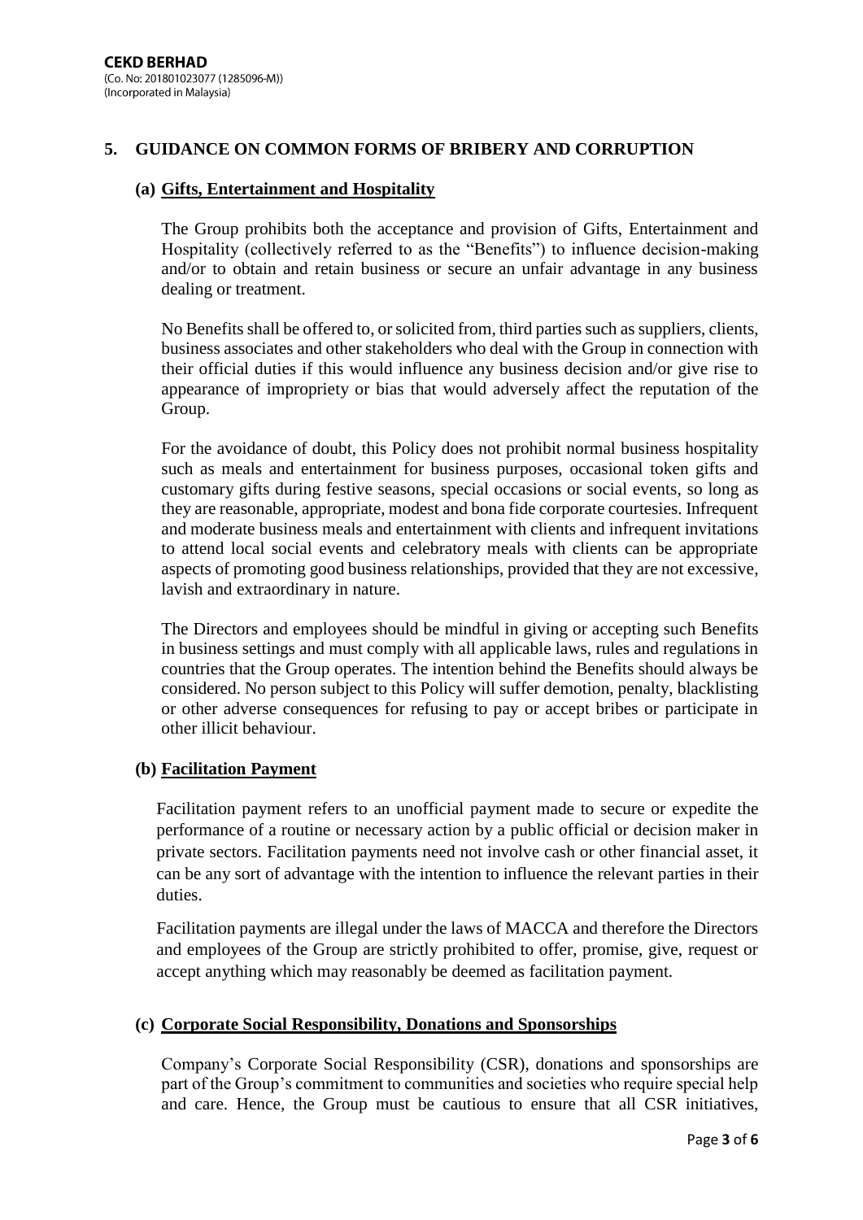## 5. GUIDANCE ON COMMON FORMS OF BRIBERY AND CORRUPTION

### (a) Gifts, Entertainment and Hospitality

The Group prohibits both the acceptance and provision of Gifts, Entertainment and Hospitality (collectively referred to as the "Benefits") to influence decision-making and/or to obtain and retain business or secure an unfair advantage in any business dealing or treatment.

No Benefits shall be offered to, or solicited from, third parties such as suppliers, clients, business associates and other stakeholders who deal with the Group in connection with their official duties if this would influence any business decision and/or give rise to appearance of impropriety or bias that would adversely affect the reputation of the Group.

For the avoidance of doubt, this Policy does not prohibit normal business hospitality such as meals and entertainment for business purposes, occasional token gifts and customary gifts during festive seasons, special occasions or social events, so long as they are reasonable, appropriate, modest and bona fide corporate courtesies. Infrequent and moderate business meals and entertainment with clients and infrequent invitations to attend local social events and celebratory meals with clients can be appropriate aspects of promoting good business relationships, provided that they are not excessive, lavish and extraordinary in nature.

The Directors and employees should be mindful in giving or accepting such Benefits in business settings and must comply with all applicable laws, rules and regulations in countries that the Group operates. The intention behind the Benefits should always be considered. No person subject to this Policy will suffer demotion, penalty, blacklisting or other adverse consequences for refusing to pay or accept bribes or participate in other illicit behaviour.

### (b) Facilitation Payment

Facilitation payment refers to an unofficial payment made to secure or expedite the performance of a routine or necessary action by a public official or decision maker in private sectors. Facilitation payments need not involve cash or other financial asset, it can be any sort of advantage with the intention to influence the relevant parties in their duties.

Facilitation payments are illegal under the laws of MACCA and therefore the Directors and employees of the Group are strictly prohibited to offer, promise, give, request or accept anything which may reasonably be deemed as facilitation payment.

### (c) Corporate Social Responsibility, Donations and Sponsorships

Company's Corporate Social Responsibility (CSR), donations and sponsorships are part of the Group's commitment to communities and societies who require special help and care. Hence, the Group must be cautious to ensure that all CSR initiatives,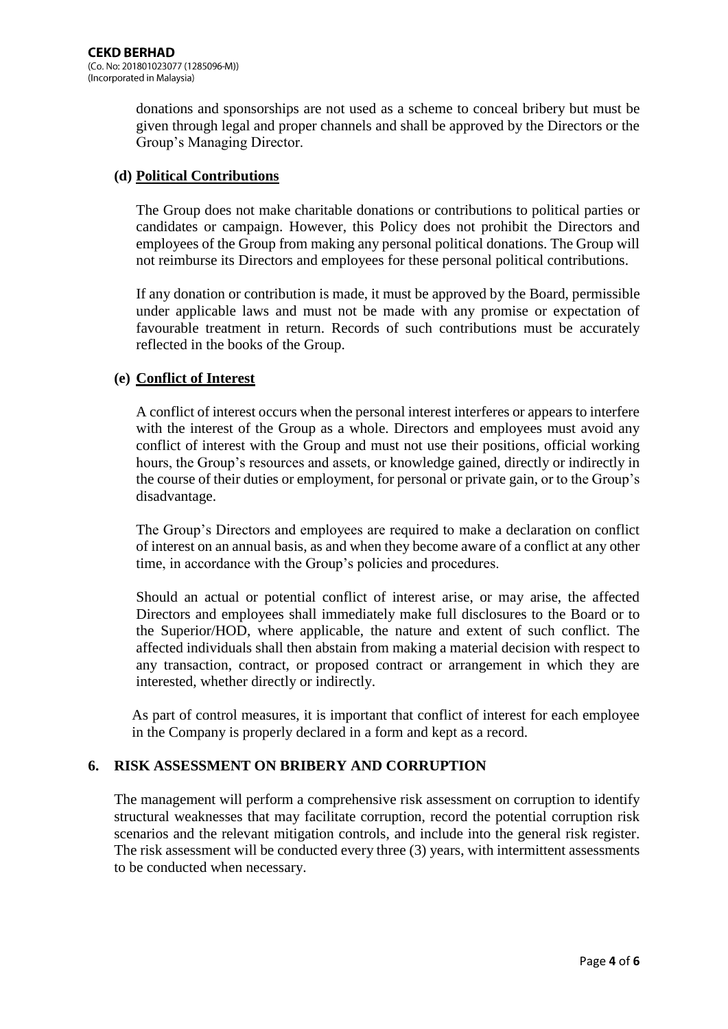donations and sponsorships are not used as a scheme to conceal bribery but must be given through legal and proper channels and shall be approved by the Directors or the Group's Managing Director.

**(d) Political Contributions**

The Group does not make charitable donations or contributions to political parties or candidates or campaign. However, this Policy does not prohibit the Directors and employees of the Group from making any personal political donations. The Group will not reimburse its Directors and employees for these personal political contributions.

If any donation or contribution is made, it must be approved by the Board, permissible under applicable laws and must not be made with any promise or expectation of favourable treatment in return. Records of such contributions must be accurately reflected in the books of the Group.

**(e) Conflict of Interest**

A conflict of interest occurs when the personal interest interferes or appears to interfere with the interest of the Group as a whole. Directors and employees must avoid any conflict of interest with the Group and must not use their positions, official working hours, the Group's resources and assets, or knowledge gained, directly or indirectly in the course of their duties or employment, for personal or private gain, or to the Group's disadvantage.

The Group's Directors and employees are required to make a declaration on conflict of interest on an annual basis, as and when they become aware of a conflict at any other time, in accordance with the Group's policies and procedures.

Should an actual or potential conflict of interest arise, or may arise, the affected Directors and employees shall immediately make full disclosures to the Board or to the Superior/HOD, where applicable, the nature and extent of such conflict. The affected individuals shall then abstain from making a material decision with respect to any transaction, contract, or proposed contract or arrangement in which they are interested, whether directly or indirectly.

As part of control measures, it is important that conflict of interest for each employee in the Company is properly declared in a form and kept as a record.

## 6. RISK ASSESSMENT ON BRIBERY AND CORRUPTION

The management will perform a comprehensive risk assessment on corruption to identify structural weaknesses that may facilitate corruption, record the potential corruption risk scenarios and the relevant mitigation controls, and include into the general risk register. The risk assessment will be conducted every three (3) years, with intermittent assessments to be conducted when necessary.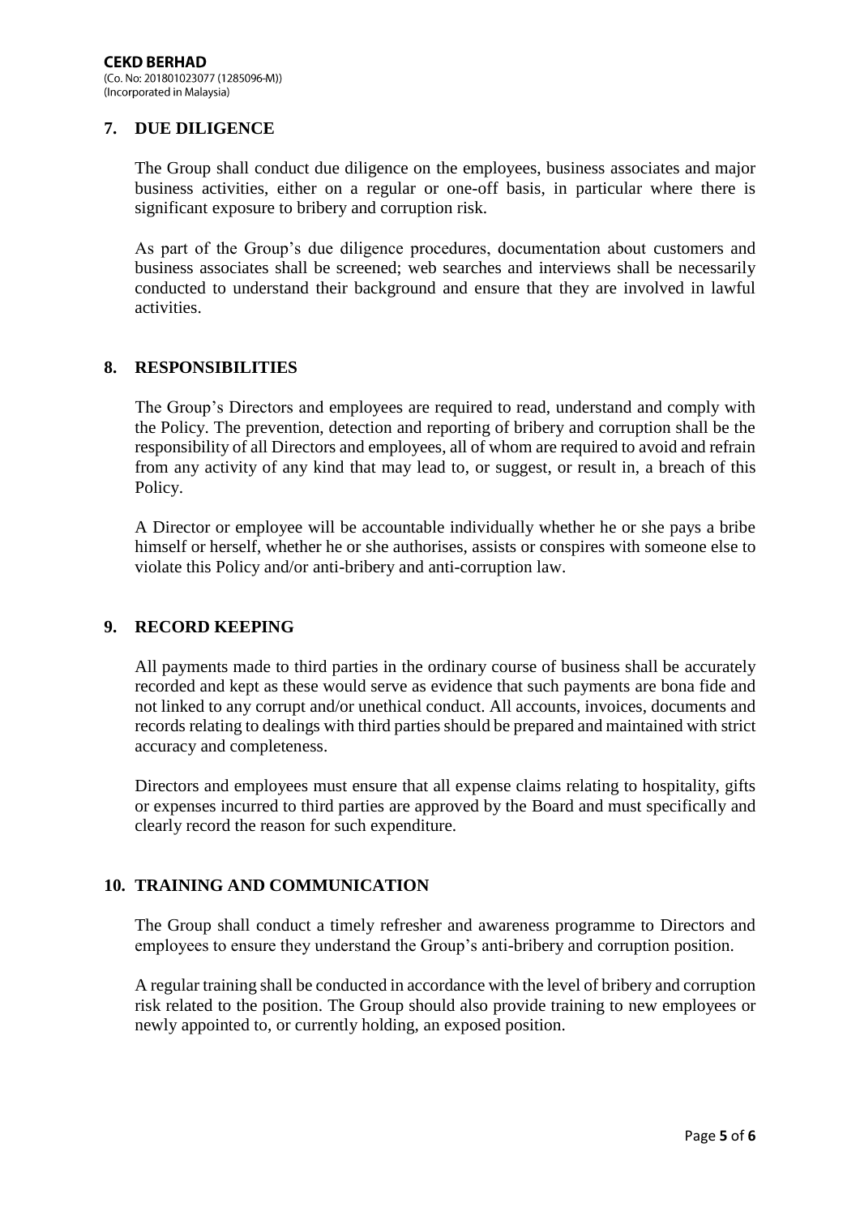## 7. DUE DILIGENCE

The Group shall conduct due diligence on the employees, business associates and major business activities, either on a regular or one-off basis, in particular where there is significant exposure to bribery and corruption risk.

As part of the Group's due diligence procedures, documentation about customers and business associates shall be screened; web searches and interviews shall be necessarily conducted to understand their background and ensure that they are involved in lawful activities.

## 8. RESPONSIBILITIES

The Group's Directors and employees are required to read, understand and comply with the Policy. The prevention, detection and reporting of bribery and corruption shall be the responsibility of all Directors and employees, all of whom are required to avoid and refrain from any activity of any kind that may lead to, or suggest, or result in, a breach of this Policy.

A Director or employee will be accountable individually whether he or she pays a bribe himself or herself, whether he or she authorises, assists or conspires with someone else to violate this Policy and/or anti-bribery and anti-corruption law.

## 9. RECORD KEEPING

All payments made to third parties in the ordinary course of business shall be accurately recorded and kept as these would serve as evidence that such payments are bona fide and not linked to any corrupt and/or unethical conduct. All accounts, invoices, documents and records relating to dealings with third parties should be prepared and maintained with strict accuracy and completeness.

Directors and employees must ensure that all expense claims relating to hospitality, gifts or expenses incurred to third parties are approved by the Board and must specifically and clearly record the reason for such expenditure.

## 10. TRAINING AND COMMUNICATION

The Group shall conduct a timely refresher and awareness programme to Directors and employees to ensure they understand the Group's anti-bribery and corruption position.

A regular training shall be conducted in accordance with the level of bribery and corruption risk related to the position. The Group should also provide training to new employees or newly appointed to, or currently holding, an exposed position.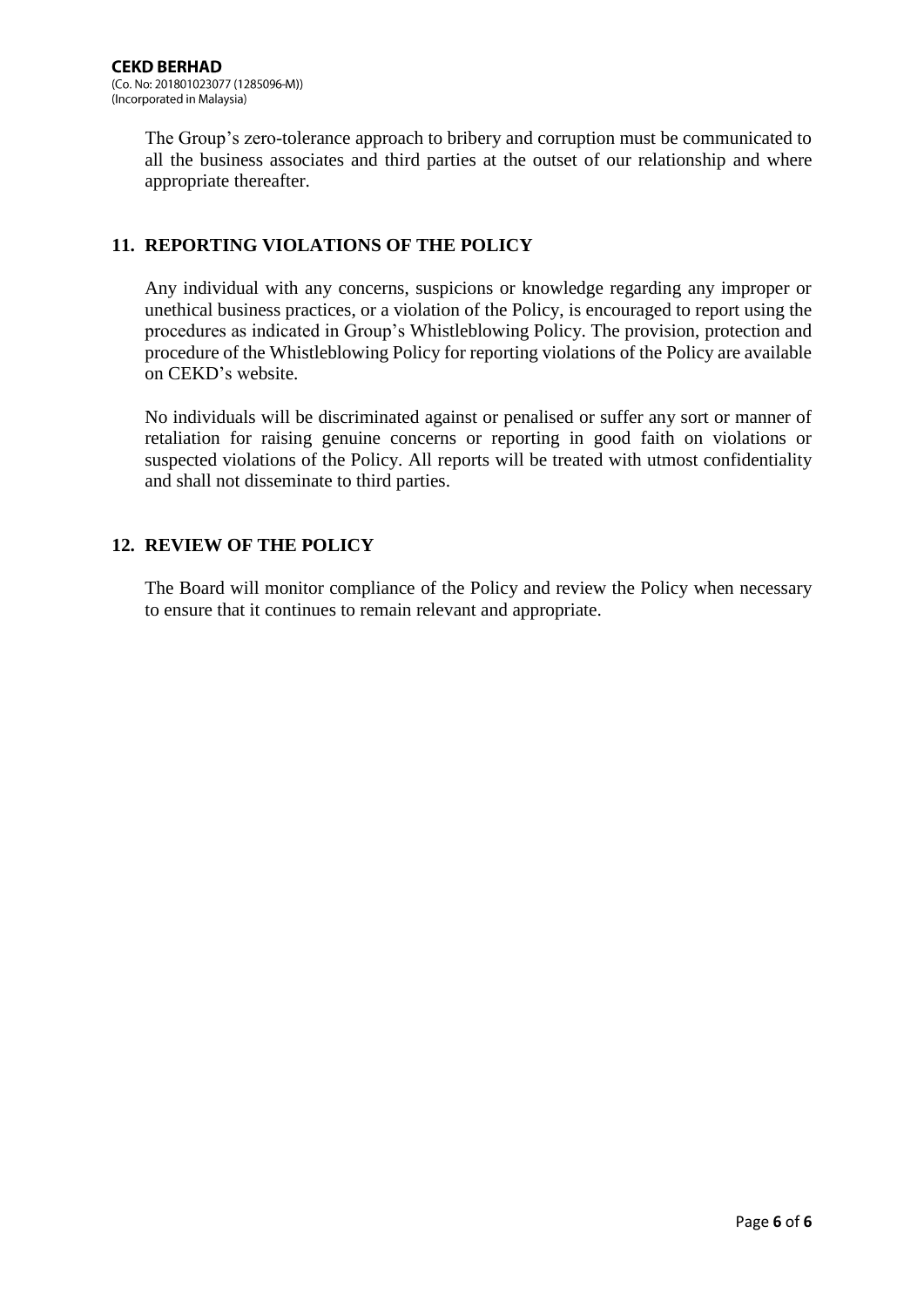The Group's zero-tolerance approach to bribery and corruption must be communicated to all the business associates and third parties at the outset of our relationship and where appropriate thereafter.

## 11. REPORTING VIOLATIONS OF THE POLICY

Any individual with any concerns, suspicions or knowledge regarding any improper or unethical business practices, or a violation of the Policy, is encouraged to report using the procedures as indicated in Group's Whistleblowing Policy. The provision, protection and procedure of the Whistleblowing Policy for reporting violations of the Policy are available on CEKD's website.

No individuals will be discriminated against or penalised or suffer any sort or manner of retaliation for raising genuine concerns or reporting in good faith on violations or suspected violations of the Policy. All reports will be treated with utmost confidentiality and shall not disseminate to third parties.

## 12. REVIEW OF THE POLICY

The Board will monitor compliance of the Policy and review the Policy when necessary to ensure that it continues to remain relevant and appropriate.